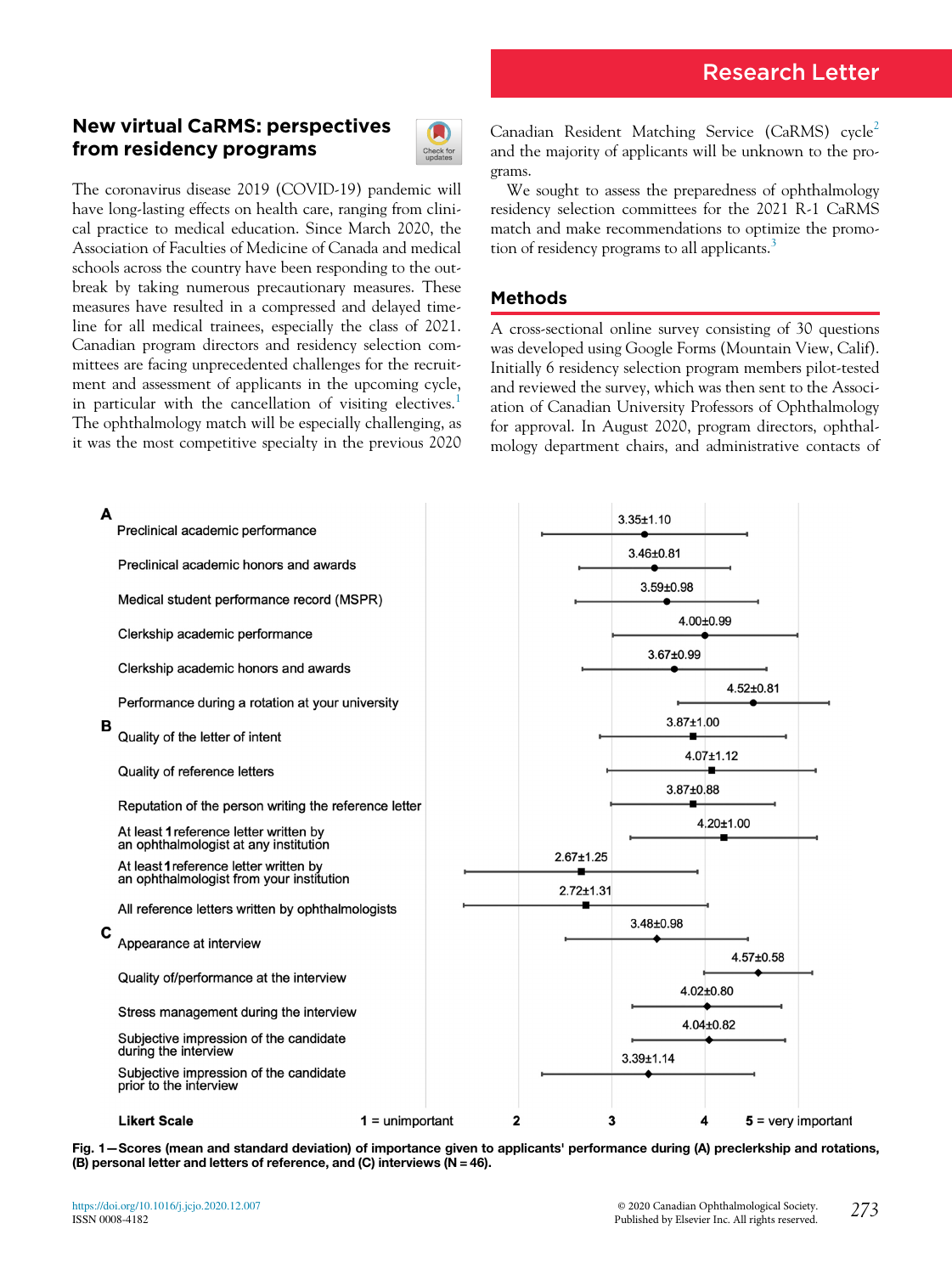Research Letter

## New virtual CaRMS: perspectives from residency programs

The coronavirus disease 2019 (COVID-19) pandemic will have long-lasting effects on health care, ranging from clinical practice to medical education. Since March 2020, the Association of Faculties of Medicine of Canada and medical schools across the country have been responding to the outbreak by taking numerous precautionary measures. These measures have resulted in a compressed and delayed timeline for all medical trainees, especially the class of 2021. Canadian program directors and residency selection committees are facing unprecedented challenges for the recruitment and assessment of applicants in the upcoming cycle, in particular with the cancellation of visiting electives.[1] The ophthalmology match will be especially challenging, as it was the most competitive specialty in the previous 2020 Canadian Resident Matching Service (CaRMS) cycle[2] and the majority of applicants will be unknown to the programs.

We sought to assess the preparedness of ophthalmology residency selection committees for the 2021 R-1 CaRMS match and make recommendations to optimize the promotion of residency programs to all applicants.[3]

## Methods

A cross-sectional online survey consisting of 30 questions was developed using Google Forms (Mountain View, Calif). Initially 6 residency selection program members pilot-tested and reviewed the survey, which was then sent to the Association of Canadian University Professors of Ophthalmology for approval. In August 2020, program directors, ophthalmology department chairs, and administrative contacts of

| | Item | Mean ± SD |
|---|---|---|
| A | Preclinical academic performance | 3.35±1.10 |
| | Preclinical academic honors and awards | 3.46±0.81 |
| | Medical student performance record (MSPR) | 3.59±0.98 |
| | Clerkship academic performance | 4.00±0.99 |
| | Clerkship academic honors and awards | 3.67±0.99 |
| | Performance during a rotation at your university | 4.52±0.81 |
| B | Quality of the letter of intent | 3.87±1.00 |
| | Quality of reference letters | 4.07±1.12 |
| | Reputation of the person writing the reference letter | 3.87±0.88 |
| | At least 1 reference letter written by an ophthalmologist at any institution | 4.20±1.00 |
| | At least 1 reference letter written by an ophthalmologist from your institution | 2.67±1.25 |
| | All reference letters written by ophthalmologists | 2.72±1.31 |
| C | Appearance at interview | 3.48±0.98 |
| | Quality of/performance at the interview | 4.57±0.58 |
| | Stress management during the interview | 4.02±0.80 |
| | Subjective impression of the candidate during the interview | 4.04±0.82 |
| | Subjective impression of the candidate prior to the interview | 3.39±1.14 |

Likert Scale: 1 = unimportant, 2, 3, 4, 5 = very important

**Fig. 1—Scores (mean and standard deviation) of importance given to applicants' performance during (A) preclerkship and rotations, (B) personal letter and letters of reference, and (C) interviews (N = 46).**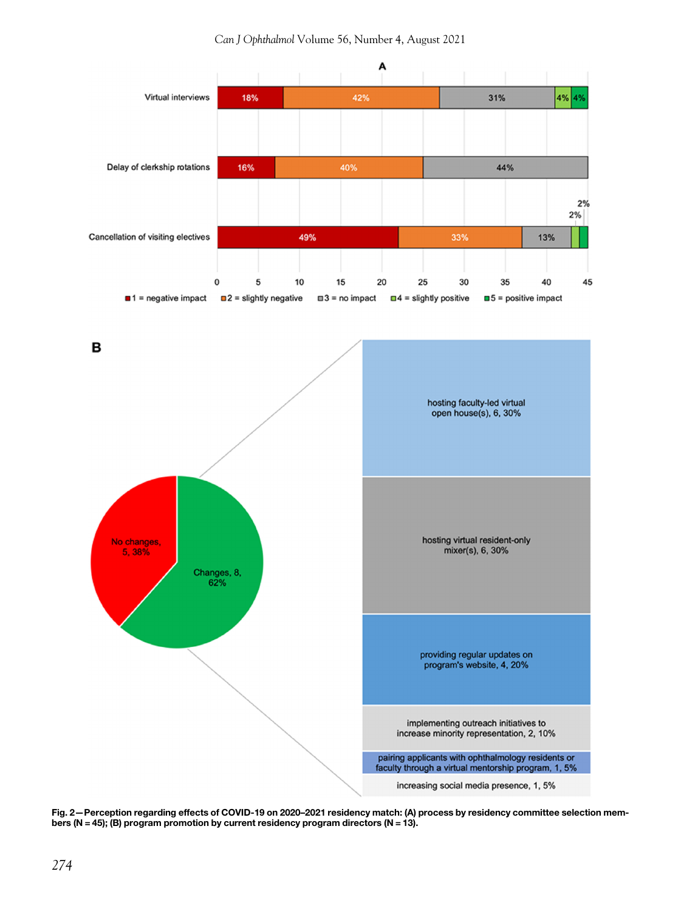**Fig. 2—Perception regarding effects of COVID-19 on 2020–2021 residency match: (A) process by residency committee selection members (N = 45); (B) program promotion by current residency program directors (N = 13).**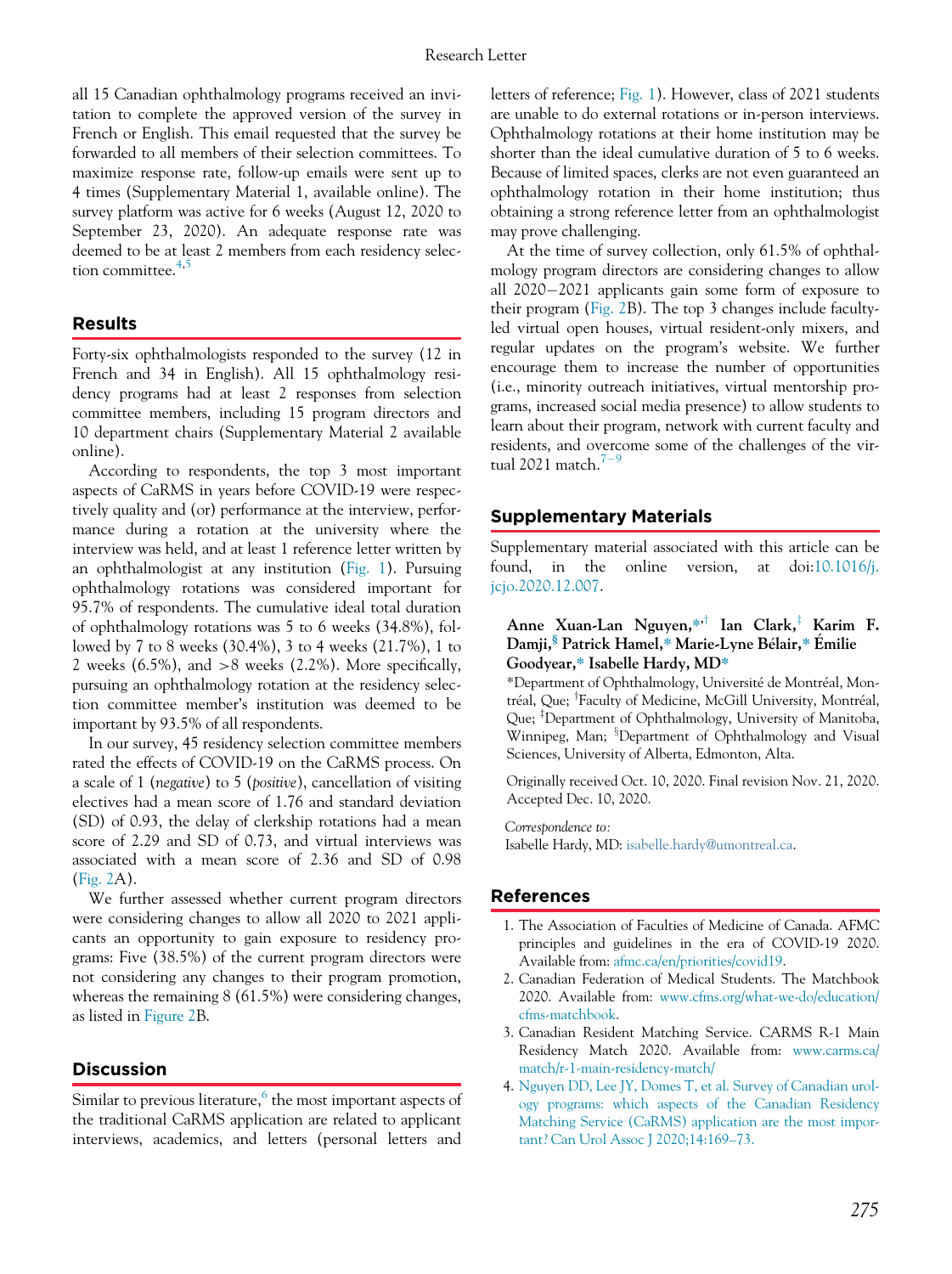all 15 Canadian ophthalmology programs received an invitation to complete the approved version of the survey in French or English. This email requested that the survey be forwarded to all members of their selection committees. To maximize response rate, follow-up emails were sent up to 4 times (Supplementary Material 1, available online). The survey platform was active for 6 weeks (August 12, 2020 to September 23, 2020). An adequate response rate was deemed to be at least 2 members from each residency selection committee.[4,5]

## Results

Forty-six ophthalmologists responded to the survey (12 in French and 34 in English). All 15 ophthalmology residency programs had at least 2 responses from selection committee members, including 15 program directors and 10 department chairs (Supplementary Material 2 available online).

According to respondents, the top 3 most important aspects of CaRMS in years before COVID-19 were respectively quality and (or) performance at the interview, performance during a rotation at the university where the interview was held, and at least 1 reference letter written by an ophthalmologist at any institution (Fig. 1). Pursuing ophthalmology rotations was considered important for 95.7% of respondents. The cumulative ideal total duration of ophthalmology rotations was 5 to 6 weeks (34.8%), followed by 7 to 8 weeks (30.4%), 3 to 4 weeks (21.7%), 1 to 2 weeks (6.5%), and >8 weeks (2.2%). More specifically, pursuing an ophthalmology rotation at the residency selection committee member's institution was deemed to be important by 93.5% of all respondents.

In our survey, 45 residency selection committee members rated the effects of COVID-19 on the CaRMS process. On a scale of 1 (*negative*) to 5 (*positive*), cancellation of visiting electives had a mean score of 1.76 and standard deviation (SD) of 0.93, the delay of clerkship rotations had a mean score of 2.29 and SD of 0.73, and virtual interviews was associated with a mean score of 2.36 and SD of 0.98 (Fig. 2A).

We further assessed whether current program directors were considering changes to allow all 2020 to 2021 applicants an opportunity to gain exposure to residency programs: Five (38.5%) of the current program directors were not considering any changes to their program promotion, whereas the remaining 8 (61.5%) were considering changes, as listed in Figure 2B.

## Discussion

Similar to previous literature,[6] the most important aspects of the traditional CaRMS application are related to applicant interviews, academics, and letters (personal letters and letters of reference; Fig. 1). However, class of 2021 students are unable to do external rotations or in-person interviews. Ophthalmology rotations at their home institution may be shorter than the ideal cumulative duration of 5 to 6 weeks. Because of limited spaces, clerks are not even guaranteed an ophthalmology rotation in their home institution; thus obtaining a strong reference letter from an ophthalmologist may prove challenging.

At the time of survey collection, only 61.5% of ophthalmology program directors are considering changes to allow all 2020−2021 applicants gain some form of exposure to their program (Fig. 2B). The top 3 changes include faculty-led virtual open houses, virtual resident-only mixers, and regular updates on the program's website. We further encourage them to increase the number of opportunities (i.e., minority outreach initiatives, virtual mentorship programs, increased social media presence) to allow students to learn about their program, network with current faculty and residents, and overcome some of the challenges of the virtual 2021 match.[7−9]

## Supplementary Materials

Supplementary material associated with this article can be found, in the online version, at doi:10.1016/j.jcjo.2020.12.007.

**Anne Xuan-Lan Nguyen,[*,†] Ian Clark,[‡] Karim F. Damji,[§] Patrick Hamel,[*] Marie-Lyne Bélair,[*] Émilie Goodyear,[*] Isabelle Hardy, MD[*]**

[*]Department of Ophthalmology, Université de Montréal, Montréal, Que; [†]Faculty of Medicine, McGill University, Montréal, Que; [‡]Department of Ophthalmology, University of Manitoba, Winnipeg, Man; [§]Department of Ophthalmology and Visual Sciences, University of Alberta, Edmonton, Alta.

Originally received Oct. 10, 2020. Final revision Nov. 21, 2020. Accepted Dec. 10, 2020.

*Correspondence to:*
Isabelle Hardy, MD: isabelle.hardy@umontreal.ca.

## References

1. The Association of Faculties of Medicine of Canada. AFMC principles and guidelines in the era of COVID-19 2020. Available from: afmc.ca/en/priorities/covid19.
2. Canadian Federation of Medical Students. The Matchbook 2020. Available from: www.cfms.org/what-we-do/education/cfms-matchbook.
3. Canadian Resident Matching Service. CARMS R-1 Main Residency Match 2020. Available from: www.carms.ca/match/r-1-main-residency-match/
4. Nguyen DD, Lee JY, Domes T, et al. Survey of Canadian urology programs: which aspects of the Canadian Residency Matching Service (CaRMS) application are the most important? Can Urol Assoc J 2020;14:169–73.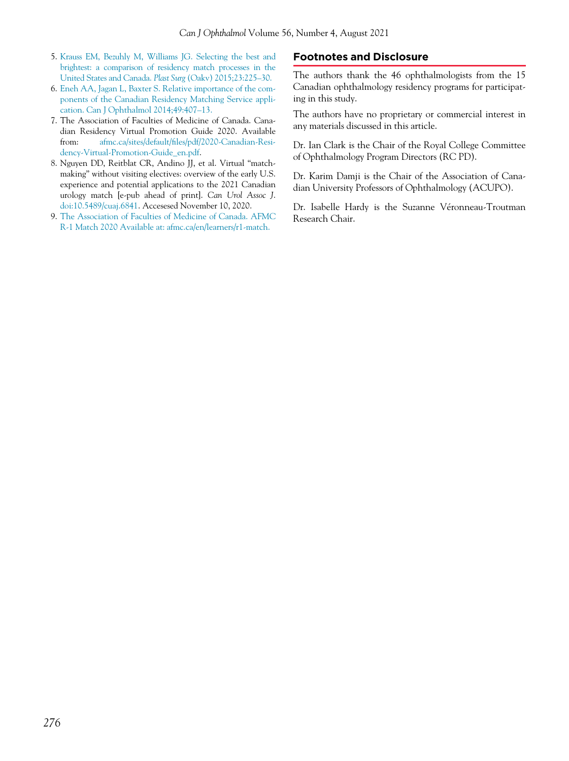5. Krauss EM, Bezuhly M, Williams JG. Selecting the best and brightest: a comparison of residency match processes in the United States and Canada. *Plast Surg* (Oakv) 2015;23:225–30.
6. Eneh AA, Jagan L, Baxter S. Relative importance of the components of the Canadian Residency Matching Service application. Can J Ophthalmol 2014;49:407–13.
7. The Association of Faculties of Medicine of Canada. Canadian Residency Virtual Promotion Guide 2020. Available from: afmc.ca/sites/default/files/pdf/2020-Canadian-Residency-Virtual-Promotion-Guide_en.pdf.
8. Nguyen DD, Reitblat CR, Andino JJ, et al. Virtual "matchmaking" without visiting electives: overview of the early U.S. experience and potential applications to the 2021 Canadian urology match [e-pub ahead of print]. *Can Urol Assoc J*. doi:10.5489/cuaj.6841. Accesesed November 10, 2020.
9. The Association of Faculties of Medicine of Canada. AFMC R-1 Match 2020 Available at: afmc.ca/en/learners/r1-match.

## Footnotes and Disclosure

The authors thank the 46 ophthalmologists from the 15 Canadian ophthalmology residency programs for participating in this study.

The authors have no proprietary or commercial interest in any materials discussed in this article.

Dr. Ian Clark is the Chair of the Royal College Committee of Ophthalmology Program Directors (RC PD).

Dr. Karim Damji is the Chair of the Association of Canadian University Professors of Ophthalmology (ACUPO).

Dr. Isabelle Hardy is the Suzanne Véronneau-Troutman Research Chair.